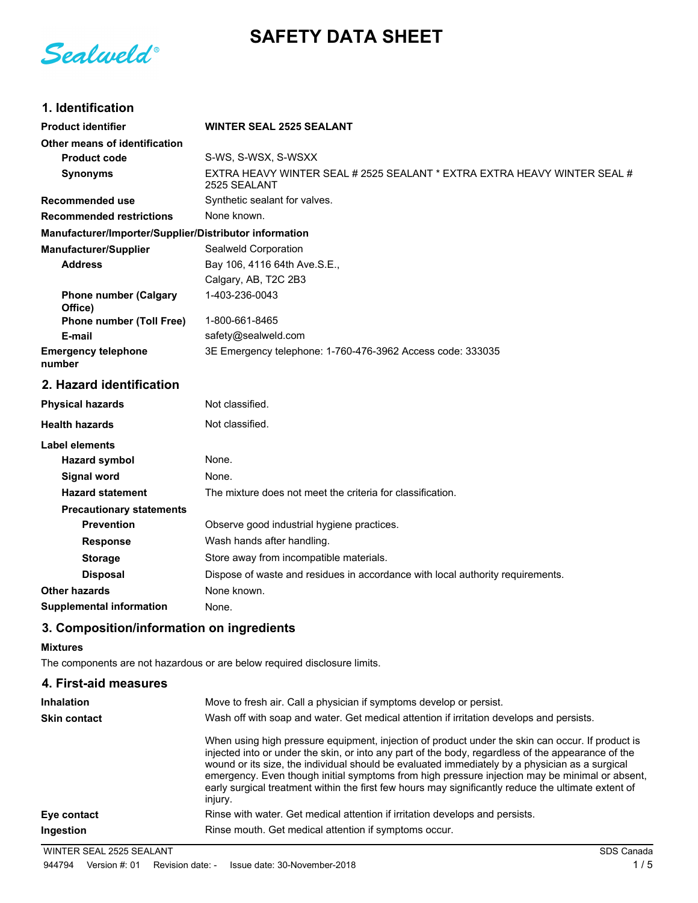# SAFETY DATA SHEET

Sealweld®

## 1. Identification

| | |
|---|---|
| **Product identifier** | **WINTER SEAL 2525 SEALANT** |
| **Other means of identification** | |
| **Product code** | S-WS, S-WSX, S-WSXX |
| **Synonyms** | EXTRA HEAVY WINTER SEAL # 2525 SEALANT * EXTRA EXTRA HEAVY WINTER SEAL # 2525 SEALANT |
| **Recommended use** | Synthetic sealant for valves. |
| **Recommended restrictions** | None known. |

**Manufacturer/Importer/Supplier/Distributor information**

| | |
|---|---|
| **Manufacturer/Supplier** | Sealweld Corporation |
| **Address** | Bay 106, 4116 64th Ave.S.E., |
| | Calgary, AB, T2C 2B3 |
| **Phone number (Calgary Office)** | 1-403-236-0043 |
| **Phone number (Toll Free)** | 1-800-661-8465 |
| **E-mail** | safety@sealweld.com |
| **Emergency telephone number** | 3E Emergency telephone: 1-760-476-3962 Access code: 333035 |

## 2. Hazard identification

| | |
|---|---|
| **Physical hazards** | Not classified. |
| **Health hazards** | Not classified. |
| **Label elements** | |
| **Hazard symbol** | None. |
| **Signal word** | None. |
| **Hazard statement** | The mixture does not meet the criteria for classification. |
| **Precautionary statements** | |
| **Prevention** | Observe good industrial hygiene practices. |
| **Response** | Wash hands after handling. |
| **Storage** | Store away from incompatible materials. |
| **Disposal** | Dispose of waste and residues in accordance with local authority requirements. |
| **Other hazards** | None known. |
| **Supplemental information** | None. |

## 3. Composition/information on ingredients

**Mixtures**

The components are not hazardous or are below required disclosure limits.

## 4. First-aid measures

| | |
|---|---|
| **Inhalation** | Move to fresh air. Call a physician if symptoms develop or persist. |
| **Skin contact** | Wash off with soap and water. Get medical attention if irritation develops and persists. <br><br> When using high pressure equipment, injection of product under the skin can occur. If product is injected into or under the skin, or into any part of the body, regardless of the appearance of the wound or its size, the individual should be evaluated immediately by a physician as a surgical emergency. Even though initial symptoms from high pressure injection may be minimal or absent, early surgical treatment within the first few hours may significantly reduce the ultimate extent of injury. |
| **Eye contact** | Rinse with water. Get medical attention if irritation develops and persists. |
| **Ingestion** | Rinse mouth. Get medical attention if symptoms occur. |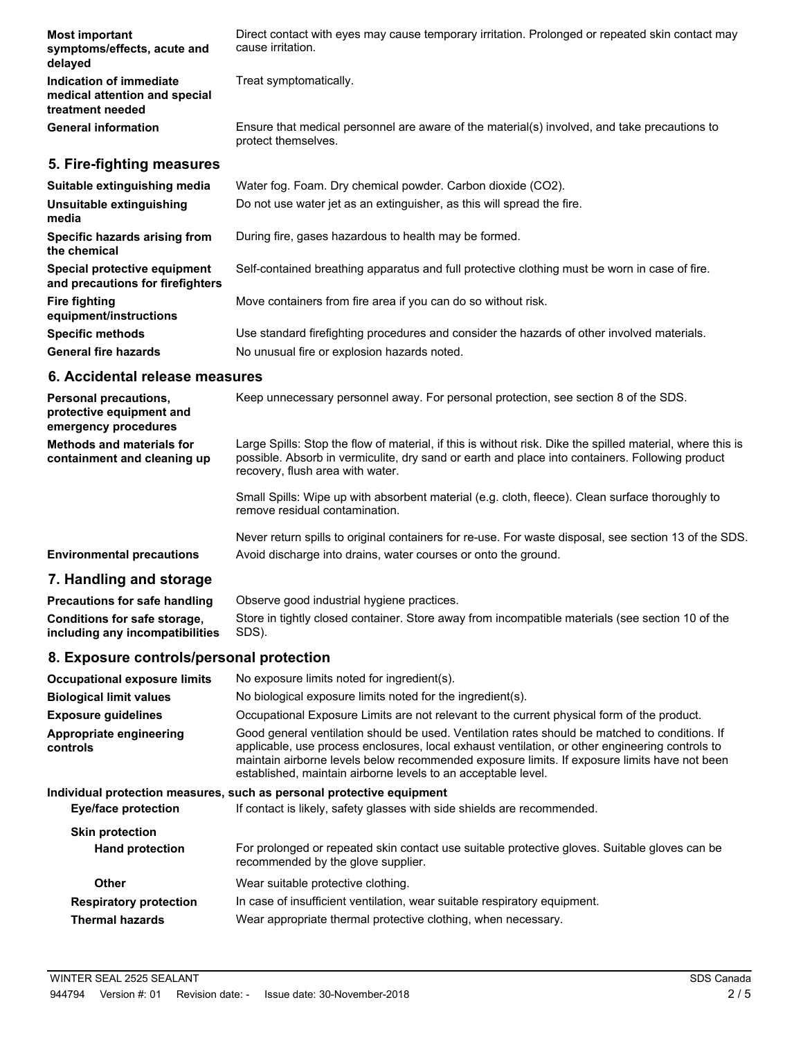| | |
|---|---|
| **Most important symptoms/effects, acute and delayed** | Direct contact with eyes may cause temporary irritation. Prolonged or repeated skin contact may cause irritation. |
| **Indication of immediate medical attention and special treatment needed** | Treat symptomatically. |
| **General information** | Ensure that medical personnel are aware of the material(s) involved, and take precautions to protect themselves. |

## 5. Fire-fighting measures

| | |
|---|---|
| **Suitable extinguishing media** | Water fog. Foam. Dry chemical powder. Carbon dioxide ($CO_2$). |
| **Unsuitable extinguishing media** | Do not use water jet as an extinguisher, as this will spread the fire. |
| **Specific hazards arising from the chemical** | During fire, gases hazardous to health may be formed. |
| **Special protective equipment and precautions for firefighters** | Self-contained breathing apparatus and full protective clothing must be worn in case of fire. |
| **Fire fighting equipment/instructions** | Move containers from fire area if you can do so without risk. |
| **Specific methods** | Use standard firefighting procedures and consider the hazards of other involved materials. |
| **General fire hazards** | No unusual fire or explosion hazards noted. |

## 6. Accidental release measures

| | |
|---|---|
| **Personal precautions, protective equipment and emergency procedures** | Keep unnecessary personnel away. For personal protection, see section 8 of the SDS. |
| **Methods and materials for containment and cleaning up** | Large Spills: Stop the flow of material, if this is without risk. Dike the spilled material, where this is possible. Absorb in vermiculite, dry sand or earth and place into containers. Following product recovery, flush area with water.<br><br>Small Spills: Wipe up with absorbent material (e.g. cloth, fleece). Clean surface thoroughly to remove residual contamination.<br><br>Never return spills to original containers for re-use. For waste disposal, see section 13 of the SDS. |
| **Environmental precautions** | Avoid discharge into drains, water courses or onto the ground. |

## 7. Handling and storage

| | |
|---|---|
| **Precautions for safe handling** | Observe good industrial hygiene practices. |
| **Conditions for safe storage, including any incompatibilities** | Store in tightly closed container. Store away from incompatible materials (see section 10 of the SDS). |

## 8. Exposure controls/personal protection

| | |
|---|---|
| **Occupational exposure limits** | No exposure limits noted for ingredient(s). |
| **Biological limit values** | No biological exposure limits noted for the ingredient(s). |
| **Exposure guidelines** | Occupational Exposure Limits are not relevant to the current physical form of the product. |
| **Appropriate engineering controls** | Good general ventilation should be used. Ventilation rates should be matched to conditions. If applicable, use process enclosures, local exhaust ventilation, or other engineering controls to maintain airborne levels below recommended exposure limits. If exposure limits have not been established, maintain airborne levels to an acceptable level. |

**Individual protection measures, such as personal protective equipment**

| | |
|---|---|
| **Eye/face protection** | If contact is likely, safety glasses with side shields are recommended. |
| **Skin protection** | |
| **Hand protection** | For prolonged or repeated skin contact use suitable protective gloves. Suitable gloves can be recommended by the glove supplier. |
| **Other** | Wear suitable protective clothing. |
| **Respiratory protection** | In case of insufficient ventilation, wear suitable respiratory equipment. |
| **Thermal hazards** | Wear appropriate thermal protective clothing, when necessary. |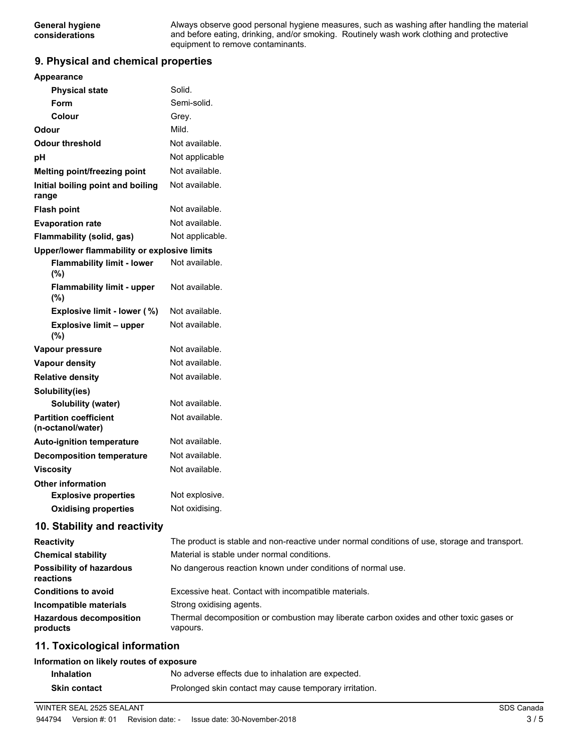| | |
|---|---|
| **General hygiene considerations** | Always observe good personal hygiene measures, such as washing after handling the material and before eating, drinking, and/or smoking. Routinely wash work clothing and protective equipment to remove contaminants. |

## 9. Physical and chemical properties

| | |
|---|---|
| **Appearance** | |
| **Physical state** | Solid. |
| **Form** | Semi-solid. |
| **Colour** | Grey. |
| **Odour** | Mild. |
| **Odour threshold** | Not available. |
| **pH** | Not applicable |
| **Melting point/freezing point** | Not available. |
| **Initial boiling point and boiling range** | Not available. |
| **Flash point** | Not available. |
| **Evaporation rate** | Not available. |
| **Flammability (solid, gas)** | Not applicable. |
| **Upper/lower flammability or explosive limits** | |
| **Flammability limit - lower (%)** | Not available. |
| **Flammability limit - upper (%)** | Not available. |
| **Explosive limit - lower (%)** | Not available. |
| **Explosive limit – upper (%)** | Not available. |
| **Vapour pressure** | Not available. |
| **Vapour density** | Not available. |
| **Relative density** | Not available. |
| **Solubility(ies)** | |
| **Solubility (water)** | Not available. |
| **Partition coefficient (n-octanol/water)** | Not available. |
| **Auto-ignition temperature** | Not available. |
| **Decomposition temperature** | Not available. |
| **Viscosity** | Not available. |
| **Other information** | |
| **Explosive properties** | Not explosive. |
| **Oxidising properties** | Not oxidising. |

## 10. Stability and reactivity

| | |
|---|---|
| **Reactivity** | The product is stable and non-reactive under normal conditions of use, storage and transport. |
| **Chemical stability** | Material is stable under normal conditions. |
| **Possibility of hazardous reactions** | No dangerous reaction known under conditions of normal use. |
| **Conditions to avoid** | Excessive heat. Contact with incompatible materials. |
| **Incompatible materials** | Strong oxidising agents. |
| **Hazardous decomposition products** | Thermal decomposition or combustion may liberate carbon oxides and other toxic gases or vapours. |

## 11. Toxicological information

**Information on likely routes of exposure**

| | |
|---|---|
| **Inhalation** | No adverse effects due to inhalation are expected. |
| **Skin contact** | Prolonged skin contact may cause temporary irritation. |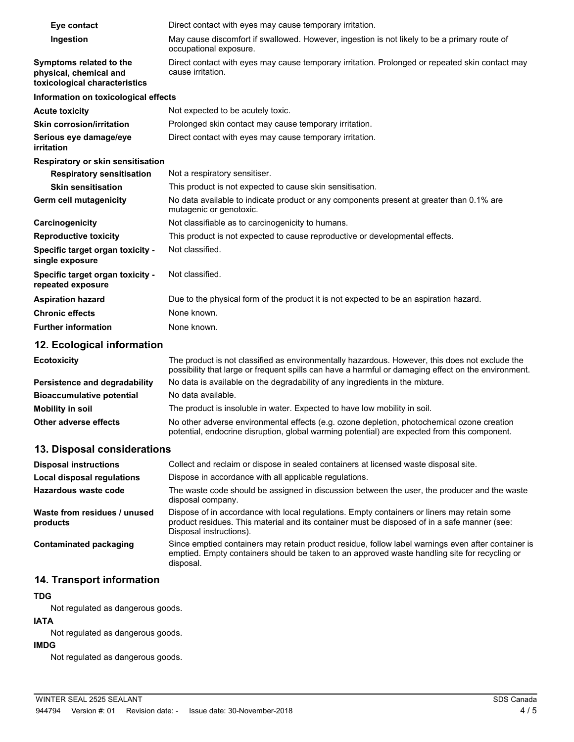| | |
|---|---|
| **Eye contact** | Direct contact with eyes may cause temporary irritation. |
| **Ingestion** | May cause discomfort if swallowed. However, ingestion is not likely to be a primary route of occupational exposure. |
| **Symptoms related to the physical, chemical and toxicological characteristics** | Direct contact with eyes may cause temporary irritation. Prolonged or repeated skin contact may cause irritation. |

**Information on toxicological effects**

| | |
|---|---|
| **Acute toxicity** | Not expected to be acutely toxic. |
| **Skin corrosion/irritation** | Prolonged skin contact may cause temporary irritation. |
| **Serious eye damage/eye irritation** | Direct contact with eyes may cause temporary irritation. |
| **Respiratory or skin sensitisation** | |
| **Respiratory sensitisation** | Not a respiratory sensitiser. |
| **Skin sensitisation** | This product is not expected to cause skin sensitisation. |
| **Germ cell mutagenicity** | No data available to indicate product or any components present at greater than 0.1% are mutagenic or genotoxic. |
| **Carcinogenicity** | Not classifiable as to carcinogenicity to humans. |
| **Reproductive toxicity** | This product is not expected to cause reproductive or developmental effects. |
| **Specific target organ toxicity - single exposure** | Not classified. |
| **Specific target organ toxicity - repeated exposure** | Not classified. |
| **Aspiration hazard** | Due to the physical form of the product it is not expected to be an aspiration hazard. |
| **Chronic effects** | None known. |
| **Further information** | None known. |

## 12. Ecological information

| | |
|---|---|
| **Ecotoxicity** | The product is not classified as environmentally hazardous. However, this does not exclude the possibility that large or frequent spills can have a harmful or damaging effect on the environment. |
| **Persistence and degradability** | No data is available on the degradability of any ingredients in the mixture. |
| **Bioaccumulative potential** | No data available. |
| **Mobility in soil** | The product is insoluble in water. Expected to have low mobility in soil. |
| **Other adverse effects** | No other adverse environmental effects (e.g. ozone depletion, photochemical ozone creation potential, endocrine disruption, global warming potential) are expected from this component. |

## 13. Disposal considerations

| | |
|---|---|
| **Disposal instructions** | Collect and reclaim or dispose in sealed containers at licensed waste disposal site. |
| **Local disposal regulations** | Dispose in accordance with all applicable regulations. |
| **Hazardous waste code** | The waste code should be assigned in discussion between the user, the producer and the waste disposal company. |
| **Waste from residues / unused products** | Dispose of in accordance with local regulations. Empty containers or liners may retain some product residues. This material and its container must be disposed of in a safe manner (see: Disposal instructions). |
| **Contaminated packaging** | Since emptied containers may retain product residue, follow label warnings even after container is emptied. Empty containers should be taken to an approved waste handling site for recycling or disposal. |

## 14. Transport information

**TDG**

Not regulated as dangerous goods.

**IATA**

Not regulated as dangerous goods.

**IMDG**

Not regulated as dangerous goods.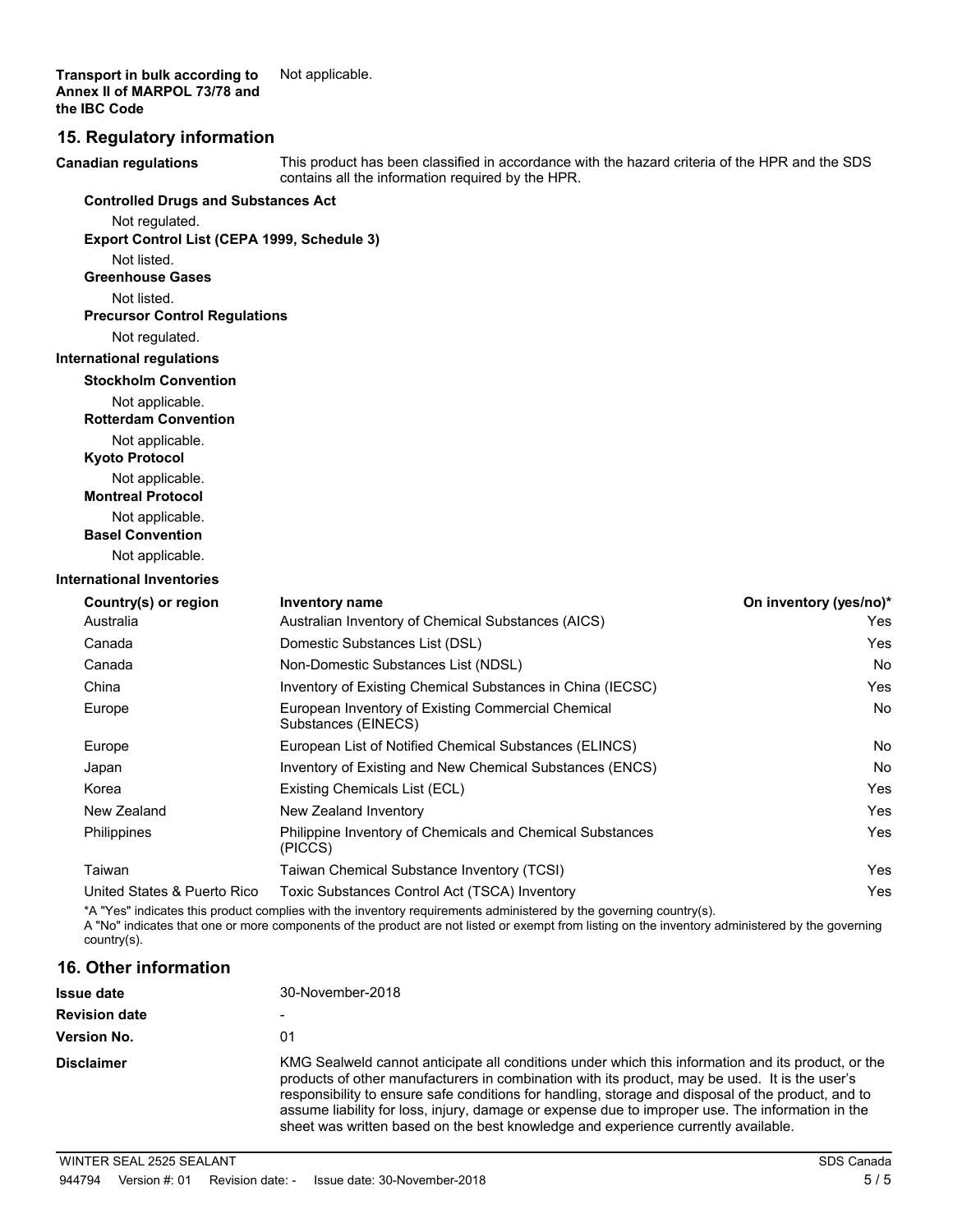**Transport in bulk according to Annex II of MARPOL 73/78 and the IBC Code** Not applicable.

## 15. Regulatory information

**Canadian regulations** This product has been classified in accordance with the hazard criteria of the HPR and the SDS contains all the information required by the HPR.

**Controlled Drugs and Substances Act**

Not regulated.

**Export Control List (CEPA 1999, Schedule 3)**

Not listed.

**Greenhouse Gases**

Not listed.

**Precursor Control Regulations**

Not regulated.

**International regulations**

**Stockholm Convention**

Not applicable.

**Rotterdam Convention**

Not applicable.

**Kyoto Protocol**

Not applicable.

**Montreal Protocol**

Not applicable.

**Basel Convention**

Not applicable.

**International Inventories**

| Country(s) or region | Inventory name | On inventory (yes/no)* |
|---|---|---|
| Australia | Australian Inventory of Chemical Substances (AICS) | Yes |
| Canada | Domestic Substances List (DSL) | Yes |
| Canada | Non-Domestic Substances List (NDSL) | No |
| China | Inventory of Existing Chemical Substances in China (IECSC) | Yes |
| Europe | European Inventory of Existing Commercial Chemical Substances (EINECS) | No |
| Europe | European List of Notified Chemical Substances (ELINCS) | No |
| Japan | Inventory of Existing and New Chemical Substances (ENCS) | No |
| Korea | Existing Chemicals List (ECL) | Yes |
| New Zealand | New Zealand Inventory | Yes |
| Philippines | Philippine Inventory of Chemicals and Chemical Substances (PICCS) | Yes |
| Taiwan | Taiwan Chemical Substance Inventory (TCSI) | Yes |
| United States & Puerto Rico | Toxic Substances Control Act (TSCA) Inventory | Yes |

*A "Yes" indicates this product complies with the inventory requirements administered by the governing country(s).
A "No" indicates that one or more components of the product are not listed or exempt from listing on the inventory administered by the governing country(s).

## 16. Other information

**Issue date** 30-November-2018

**Revision date** -

**Version No.** 01

**Disclaimer** KMG Sealweld cannot anticipate all conditions under which this information and its product, or the products of other manufacturers in combination with its product, may be used. It is the user's responsibility to ensure safe conditions for handling, storage and disposal of the product, and to assume liability for loss, injury, damage or expense due to improper use. The information in the sheet was written based on the best knowledge and experience currently available.